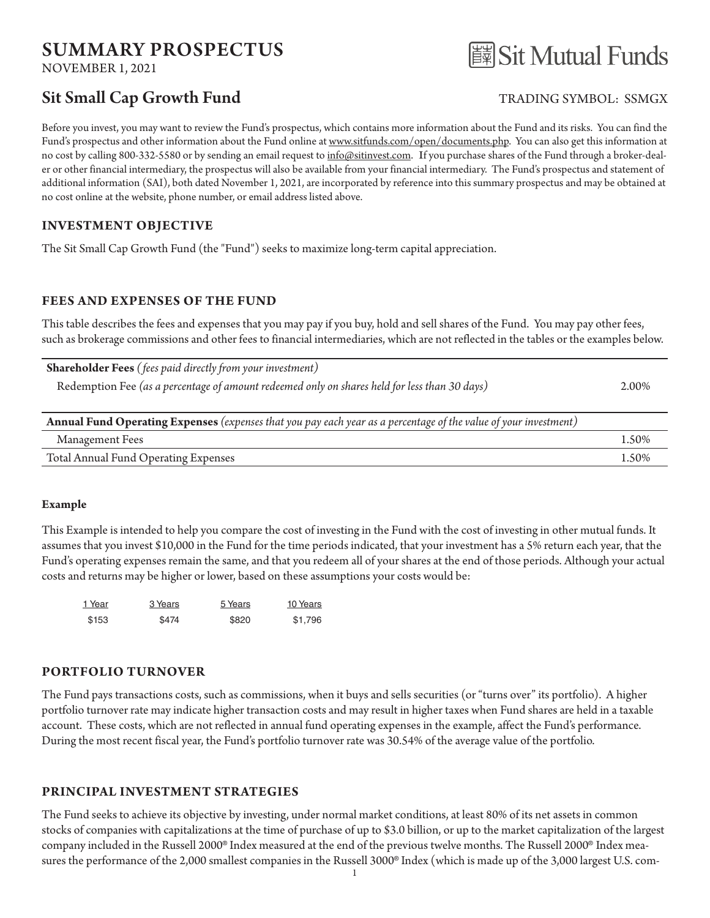# SUMMARY PROSPECTUS

NOVEMBER 1, 2021

Sit Mutual Funds

## Sit Small Cap Growth Fund

TRADING SYMBOL: SSMGX

Before you invest, you may want to review the Fund's prospectus, which contains more information about the Fund and its risks. You can find the Fund's prospectus and other information about the Fund online at www.sitfunds.com/open/documents.php. You can also get this information at no cost by calling 800-332-5580 or by sending an email request to info@sitinvest.com. If you purchase shares of the Fund through a broker-dealer or other financial intermediary, the prospectus will also be available from your financial intermediary. The Fund's prospectus and statement of additional information (SAI), both dated November 1, 2021, are incorporated by reference into this summary prospectus and may be obtained at no cost online at the website, phone number, or email address listed above.

### INVESTMENT OBJECTIVE

The Sit Small Cap Growth Fund (the "Fund") seeks to maximize long-term capital appreciation.

### FEES AND EXPENSES OF THE FUND

This table describes the fees and expenses that you may pay if you buy, hold and sell shares of the Fund. You may pay other fees, such as brokerage commissions and other fees to financial intermediaries, which are not reflected in the tables or the examples below.

| **Shareholder Fees** *(fees paid directly from your investment)* | |
|---|---|
| Redemption Fee *(as a percentage of amount redeemed only on shares held for less than 30 days)* | 2.00% |

| **Annual Fund Operating Expenses** *(expenses that you pay each year as a percentage of the value of your investment)* | |
|---|---|
| Management Fees | 1.50% |
| Total Annual Fund Operating Expenses | 1.50% |

**Example**

This Example is intended to help you compare the cost of investing in the Fund with the cost of investing in other mutual funds. It assumes that you invest $10,000 in the Fund for the time periods indicated, that your investment has a 5% return each year, that the Fund's operating expenses remain the same, and that you redeem all of your shares at the end of those periods. Although your actual costs and returns may be higher or lower, based on these assumptions your costs would be:

| 1 Year | 3 Years | 5 Years | 10 Years |
|---|---|---|---|
| $153 | $474 | $820 | $1,796 |

### PORTFOLIO TURNOVER

The Fund pays transactions costs, such as commissions, when it buys and sells securities (or "turns over" its portfolio). A higher portfolio turnover rate may indicate higher transaction costs and may result in higher taxes when Fund shares are held in a taxable account. These costs, which are not reflected in annual fund operating expenses in the example, affect the Fund's performance. During the most recent fiscal year, the Fund's portfolio turnover rate was 30.54% of the average value of the portfolio.

### PRINCIPAL INVESTMENT STRATEGIES

The Fund seeks to achieve its objective by investing, under normal market conditions, at least 80% of its net assets in common stocks of companies with capitalizations at the time of purchase of up to $3.0 billion, or up to the market capitalization of the largest company included in the Russell 2000® Index measured at the end of the previous twelve months. The Russell 2000® Index measures the performance of the 2,000 smallest companies in the Russell 3000® Index (which is made up of the 3,000 largest U.S. com-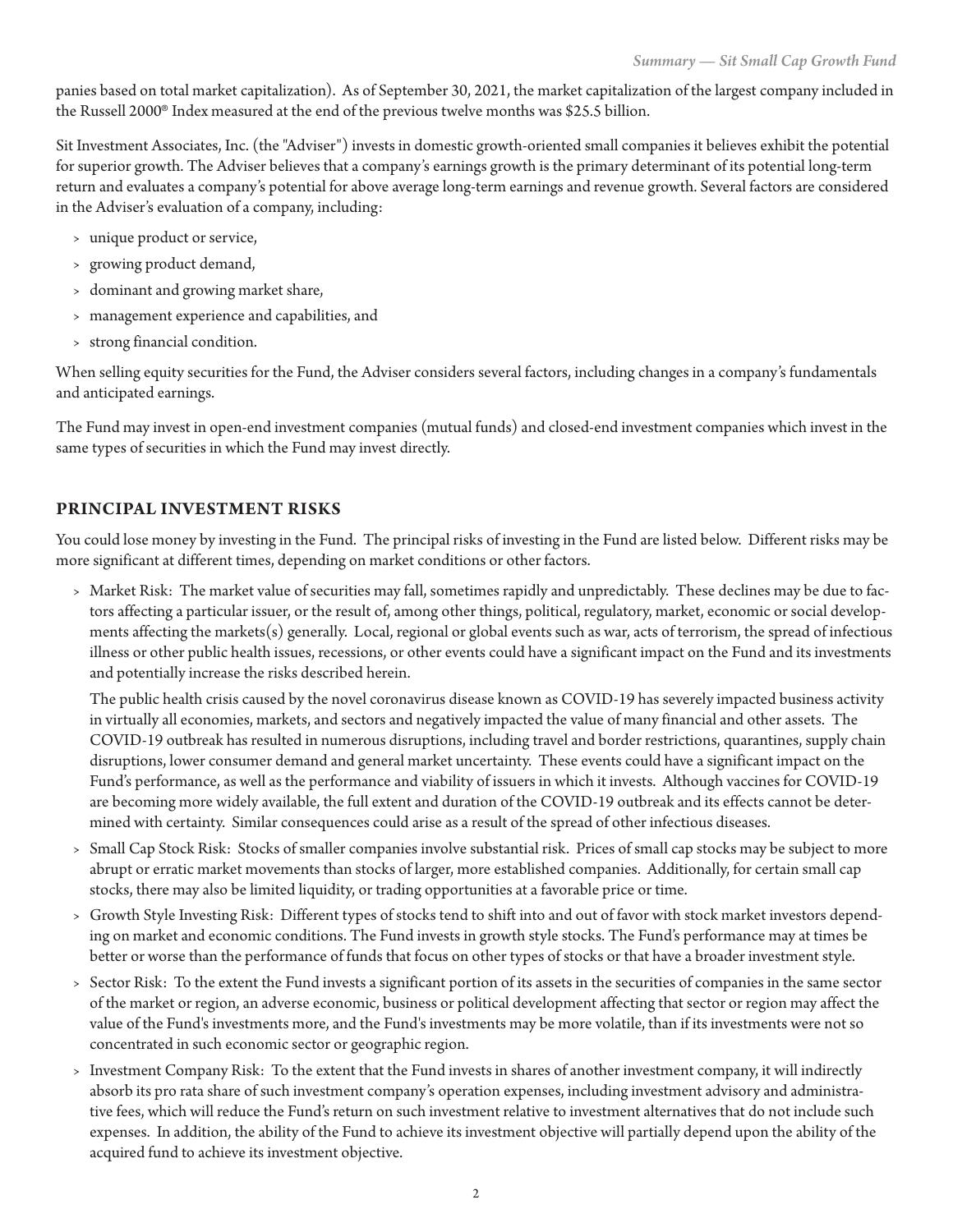panies based on total market capitalization). As of September 30, 2021, the market capitalization of the largest company included in the Russell 2000® Index measured at the end of the previous twelve months was $25.5 billion.

Sit Investment Associates, Inc. (the "Adviser") invests in domestic growth-oriented small companies it believes exhibit the potential for superior growth. The Adviser believes that a company's earnings growth is the primary determinant of its potential long-term return and evaluates a company's potential for above average long-term earnings and revenue growth. Several factors are considered in the Adviser's evaluation of a company, including:

- unique product or service,
- growing product demand,
- dominant and growing market share,
- management experience and capabilities, and
- strong financial condition.

When selling equity securities for the Fund, the Adviser considers several factors, including changes in a company's fundamentals and anticipated earnings.

The Fund may invest in open-end investment companies (mutual funds) and closed-end investment companies which invest in the same types of securities in which the Fund may invest directly.

## PRINCIPAL INVESTMENT RISKS

You could lose money by investing in the Fund. The principal risks of investing in the Fund are listed below. Different risks may be more significant at different times, depending on market conditions or other factors.

- Market Risk: The market value of securities may fall, sometimes rapidly and unpredictably. These declines may be due to factors affecting a particular issuer, or the result of, among other things, political, regulatory, market, economic or social developments affecting the markets(s) generally. Local, regional or global events such as war, acts of terrorism, the spread of infectious illness or other public health issues, recessions, or other events could have a significant impact on the Fund and its investments and potentially increase the risks described herein.

  The public health crisis caused by the novel coronavirus disease known as COVID-19 has severely impacted business activity in virtually all economies, markets, and sectors and negatively impacted the value of many financial and other assets. The COVID-19 outbreak has resulted in numerous disruptions, including travel and border restrictions, quarantines, supply chain disruptions, lower consumer demand and general market uncertainty. These events could have a significant impact on the Fund's performance, as well as the performance and viability of issuers in which it invests. Although vaccines for COVID-19 are becoming more widely available, the full extent and duration of the COVID-19 outbreak and its effects cannot be determined with certainty. Similar consequences could arise as a result of the spread of other infectious diseases.

- Small Cap Stock Risk: Stocks of smaller companies involve substantial risk. Prices of small cap stocks may be subject to more abrupt or erratic market movements than stocks of larger, more established companies. Additionally, for certain small cap stocks, there may also be limited liquidity, or trading opportunities at a favorable price or time.
- Growth Style Investing Risk: Different types of stocks tend to shift into and out of favor with stock market investors depending on market and economic conditions. The Fund invests in growth style stocks. The Fund's performance may at times be better or worse than the performance of funds that focus on other types of stocks or that have a broader investment style.
- Sector Risk: To the extent the Fund invests a significant portion of its assets in the securities of companies in the same sector of the market or region, an adverse economic, business or political development affecting that sector or region may affect the value of the Fund's investments more, and the Fund's investments may be more volatile, than if its investments were not so concentrated in such economic sector or geographic region.
- Investment Company Risk: To the extent that the Fund invests in shares of another investment company, it will indirectly absorb its pro rata share of such investment company's operation expenses, including investment advisory and administrative fees, which will reduce the Fund's return on such investment relative to investment alternatives that do not include such expenses. In addition, the ability of the Fund to achieve its investment objective will partially depend upon the ability of the acquired fund to achieve its investment objective.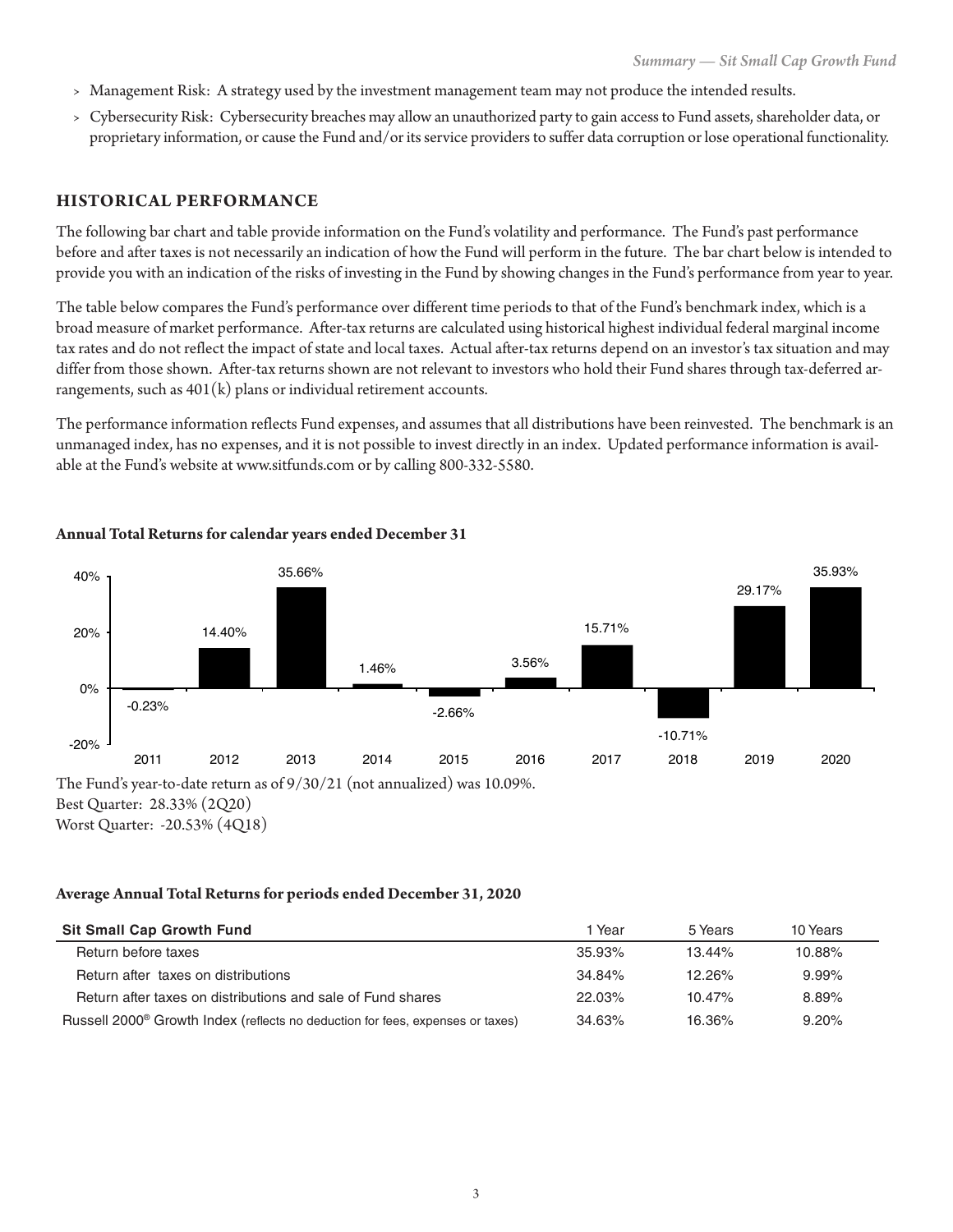- Management Risk: A strategy used by the investment management team may not produce the intended results.
- Cybersecurity Risk: Cybersecurity breaches may allow an unauthorized party to gain access to Fund assets, shareholder data, or proprietary information, or cause the Fund and/or its service providers to suffer data corruption or lose operational functionality.

## HISTORICAL PERFORMANCE

The following bar chart and table provide information on the Fund's volatility and performance. The Fund's past performance before and after taxes is not necessarily an indication of how the Fund will perform in the future. The bar chart below is intended to provide you with an indication of the risks of investing in the Fund by showing changes in the Fund's performance from year to year.

The table below compares the Fund's performance over different time periods to that of the Fund's benchmark index, which is a broad measure of market performance. After-tax returns are calculated using historical highest individual federal marginal income tax rates and do not reflect the impact of state and local taxes. Actual after-tax returns depend on an investor's tax situation and may differ from those shown. After-tax returns shown are not relevant to investors who hold their Fund shares through tax-deferred arrangements, such as 401(k) plans or individual retirement accounts.

The performance information reflects Fund expenses, and assumes that all distributions have been reinvested. The benchmark is an unmanaged index, has no expenses, and it is not possible to invest directly in an index. Updated performance information is available at the Fund's website at www.sitfunds.com or by calling 800-332-5580.

**Annual Total Returns for calendar years ended December 31**

| Year | Return |
|---|---|
| 2011 | -0.23% |
| 2012 | 14.40% |
| 2013 | 35.66% |
| 2014 | 1.46% |
| 2015 | -2.66% |
| 2016 | 3.56% |
| 2017 | 15.71% |
| 2018 | -10.71% |
| 2019 | 29.17% |
| 2020 | 35.93% |

The Fund's year-to-date return as of 9/30/21 (not annualized) was 10.09%.
Best Quarter: 28.33% (2Q20)
Worst Quarter: -20.53% (4Q18)

**Average Annual Total Returns for periods ended December 31, 2020**

| Sit Small Cap Growth Fund | 1 Year | 5 Years | 10 Years |
|---|---|---|---|
| Return before taxes | 35.93% | 13.44% | 10.88% |
| Return after taxes on distributions | 34.84% | 12.26% | 9.99% |
| Return after taxes on distributions and sale of Fund shares | 22.03% | 10.47% | 8.89% |
| Russell 2000® Growth Index (reflects no deduction for fees, expenses or taxes) | 34.63% | 16.36% | 9.20% |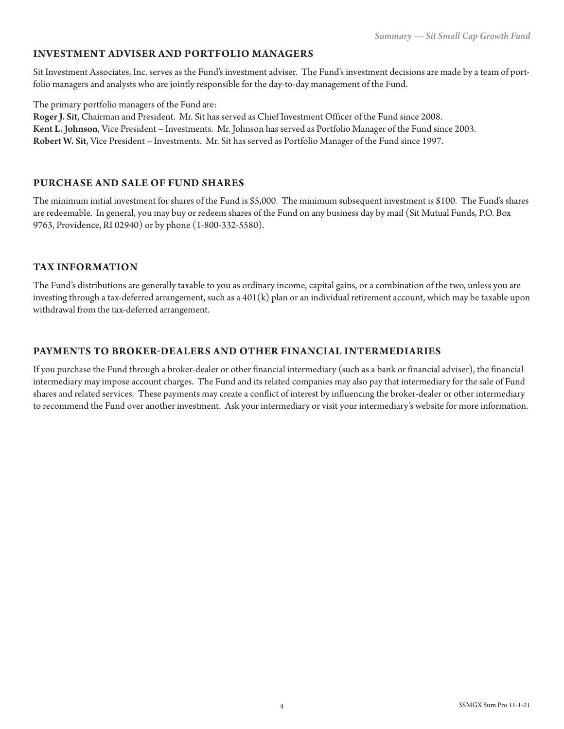## INVESTMENT ADVISER AND PORTFOLIO MANAGERS

Sit Investment Associates, Inc. serves as the Fund's investment adviser. The Fund's investment decisions are made by a team of portfolio managers and analysts who are jointly responsible for the day-to-day management of the Fund.

The primary portfolio managers of the Fund are:
**Roger J. Sit**, Chairman and President. Mr. Sit has served as Chief Investment Officer of the Fund since 2008.
**Kent L. Johnson**, Vice President – Investments. Mr. Johnson has served as Portfolio Manager of the Fund since 2003.
**Robert W. Sit**, Vice President – Investments. Mr. Sit has served as Portfolio Manager of the Fund since 1997.

## PURCHASE AND SALE OF FUND SHARES

The minimum initial investment for shares of the Fund is $5,000. The minimum subsequent investment is $100. The Fund's shares are redeemable. In general, you may buy or redeem shares of the Fund on any business day by mail (Sit Mutual Funds, P.O. Box 9763, Providence, RI 02940) or by phone (1-800-332-5580).

## TAX INFORMATION

The Fund's distributions are generally taxable to you as ordinary income, capital gains, or a combination of the two, unless you are investing through a tax-deferred arrangement, such as a 401(k) plan or an individual retirement account, which may be taxable upon withdrawal from the tax-deferred arrangement.

## PAYMENTS TO BROKER-DEALERS AND OTHER FINANCIAL INTERMEDIARIES

If you purchase the Fund through a broker-dealer or other financial intermediary (such as a bank or financial adviser), the financial intermediary may impose account charges. The Fund and its related companies may also pay that intermediary for the sale of Fund shares and related services. These payments may create a conflict of interest by influencing the broker-dealer or other intermediary to recommend the Fund over another investment. Ask your intermediary or visit your intermediary's website for more information.